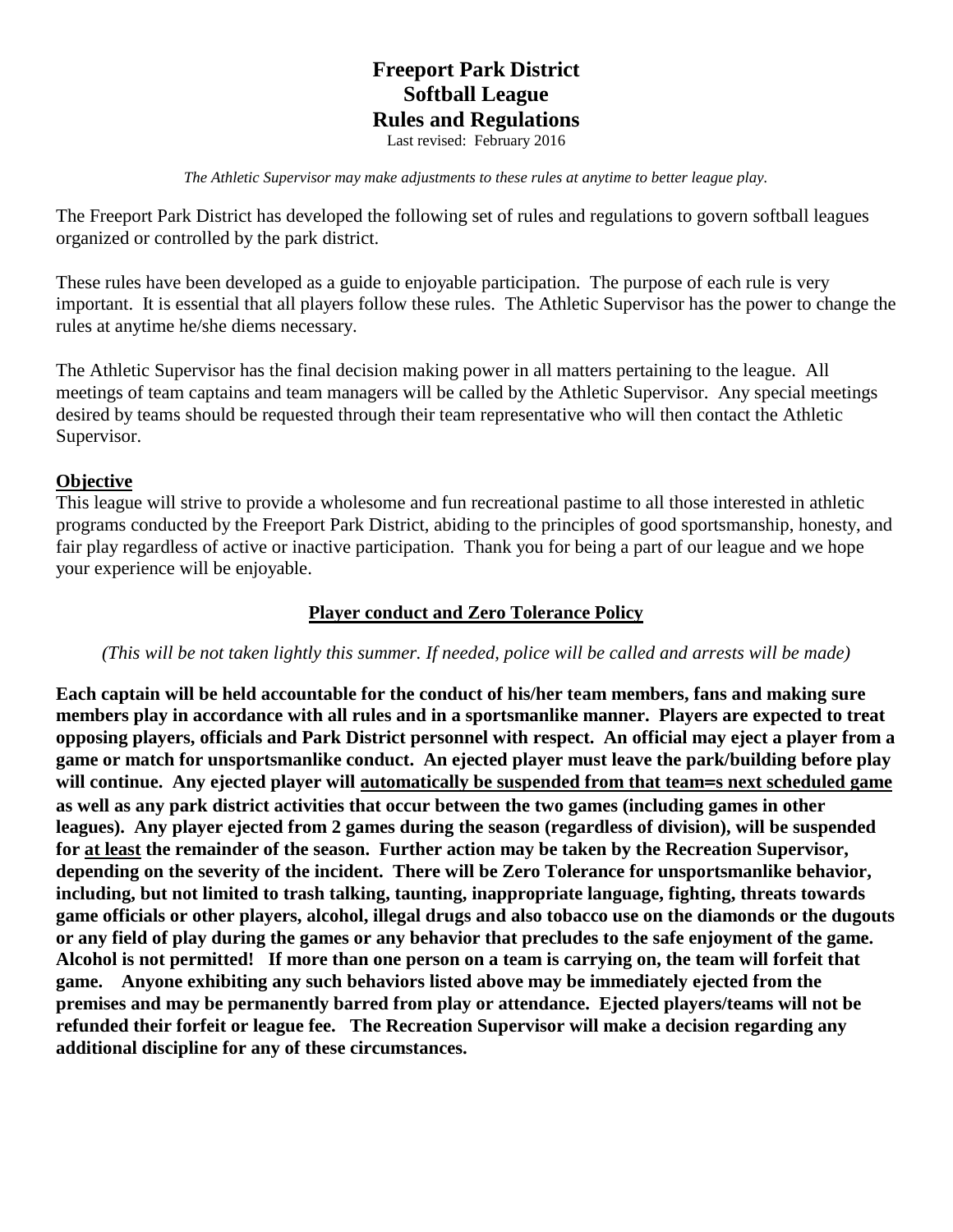# Freeport Park District
# Softball League
# Rules and Regulations

Last revised: February 2016

*The Athletic Supervisor may make adjustments to these rules at anytime to better league play.*

The Freeport Park District has developed the following set of rules and regulations to govern softball leagues organized or controlled by the park district.

These rules have been developed as a guide to enjoyable participation. The purpose of each rule is very important. It is essential that all players follow these rules. The Athletic Supervisor has the power to change the rules at anytime he/she diems necessary.

The Athletic Supervisor has the final decision making power in all matters pertaining to the league. All meetings of team captains and team managers will be called by the Athletic Supervisor. Any special meetings desired by teams should be requested through their team representative who will then contact the Athletic Supervisor.

## Objective

This league will strive to provide a wholesome and fun recreational pastime to all those interested in athletic programs conducted by the Freeport Park District, abiding to the principles of good sportsmanship, honesty, and fair play regardless of active or inactive participation. Thank you for being a part of our league and we hope your experience will be enjoyable.

## Player conduct and Zero Tolerance Policy

*(This will be not taken lightly this summer. If needed, police will be called and arrests will be made)*

**Each captain will be held accountable for the conduct of his/her team members, fans and making sure members play in accordance with all rules and in a sportsmanlike manner. Players are expected to treat opposing players, officials and Park District personnel with respect. An official may eject a player from a game or match for unsportsmanlike conduct. An ejected player must leave the park/building before play will continue. Any ejected player will <u>automatically be suspended from that team=s next scheduled game</u> as well as any park district activities that occur between the two games (including games in other leagues). Any player ejected from 2 games during the season (regardless of division), will be suspended for <u>at least</u> the remainder of the season. Further action may be taken by the Recreation Supervisor, depending on the severity of the incident. There will be Zero Tolerance for unsportsmanlike behavior, including, but not limited to trash talking, taunting, inappropriate language, fighting, threats towards game officials or other players, alcohol, illegal drugs and also tobacco use on the diamonds or the dugouts or any field of play during the games or any behavior that precludes to the safe enjoyment of the game. Alcohol is not permitted! If more than one person on a team is carrying on, the team will forfeit that game. Anyone exhibiting any such behaviors listed above may be immediately ejected from the premises and may be permanently barred from play or attendance. Ejected players/teams will not be refunded their forfeit or league fee. The Recreation Supervisor will make a decision regarding any additional discipline for any of these circumstances.**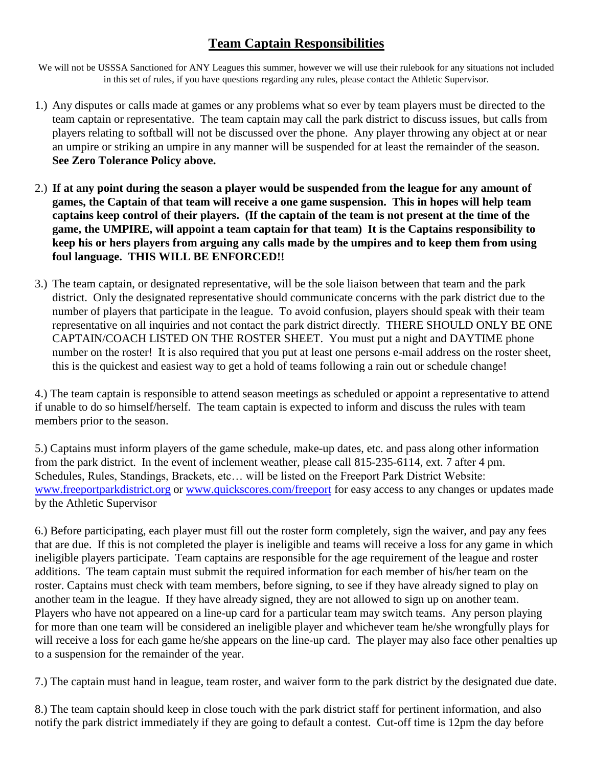# Team Captain Responsibilities

We will not be USSSA Sanctioned for ANY Leagues this summer, however we will use their rulebook for any situations not included in this set of rules, if you have questions regarding any rules, please contact the Athletic Supervisor.

1.) Any disputes or calls made at games or any problems what so ever by team players must be directed to the team captain or representative. The team captain may call the park district to discuss issues, but calls from players relating to softball will not be discussed over the phone. Any player throwing any object at or near an umpire or striking an umpire in any manner will be suspended for at least the remainder of the season. **See Zero Tolerance Policy above.**

2.) **If at any point during the season a player would be suspended from the league for any amount of games, the Captain of that team will receive a one game suspension. This in hopes will help team captains keep control of their players. (If the captain of the team is not present at the time of the game, the UMPIRE, will appoint a team captain for that team) It is the Captains responsibility to keep his or hers players from arguing any calls made by the umpires and to keep them from using foul language. THIS WILL BE ENFORCED!!**

3.) The team captain, or designated representative, will be the sole liaison between that team and the park district. Only the designated representative should communicate concerns with the park district due to the number of players that participate in the league. To avoid confusion, players should speak with their team representative on all inquiries and not contact the park district directly. THERE SHOULD ONLY BE ONE CAPTAIN/COACH LISTED ON THE ROSTER SHEET. You must put a night and DAYTIME phone number on the roster! It is also required that you put at least one persons e-mail address on the roster sheet, this is the quickest and easiest way to get a hold of teams following a rain out or schedule change!

4.) The team captain is responsible to attend season meetings as scheduled or appoint a representative to attend if unable to do so himself/herself. The team captain is expected to inform and discuss the rules with team members prior to the season.

5.) Captains must inform players of the game schedule, make-up dates, etc. and pass along other information from the park district. In the event of inclement weather, please call 815-235-6114, ext. 7 after 4 pm. Schedules, Rules, Standings, Brackets, etc… will be listed on the Freeport Park District Website: www.freeportparkdistrict.org or www.quickscores.com/freeport for easy access to any changes or updates made by the Athletic Supervisor

6.) Before participating, each player must fill out the roster form completely, sign the waiver, and pay any fees that are due. If this is not completed the player is ineligible and teams will receive a loss for any game in which ineligible players participate. Team captains are responsible for the age requirement of the league and roster additions. The team captain must submit the required information for each member of his/her team on the roster. Captains must check with team members, before signing, to see if they have already signed to play on another team in the league. If they have already signed, they are not allowed to sign up on another team. Players who have not appeared on a line-up card for a particular team may switch teams. Any person playing for more than one team will be considered an ineligible player and whichever team he/she wrongfully plays for will receive a loss for each game he/she appears on the line-up card. The player may also face other penalties up to a suspension for the remainder of the year.

7.) The captain must hand in league, team roster, and waiver form to the park district by the designated due date.

8.) The team captain should keep in close touch with the park district staff for pertinent information, and also notify the park district immediately if they are going to default a contest. Cut-off time is 12pm the day before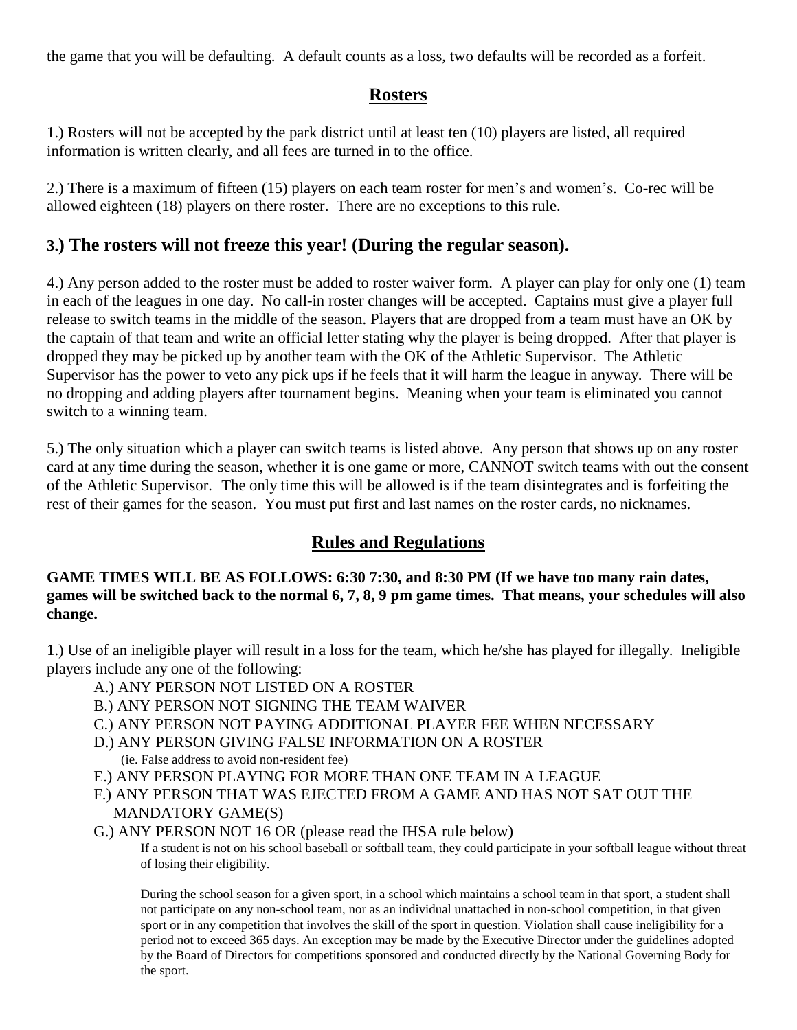the game that you will be defaulting. A default counts as a loss, two defaults will be recorded as a forfeit.

## Rosters

1.) Rosters will not be accepted by the park district until at least ten (10) players are listed, all required information is written clearly, and all fees are turned in to the office.

2.) There is a maximum of fifteen (15) players on each team roster for men's and women's. Co-rec will be allowed eighteen (18) players on there roster. There are no exceptions to this rule.

### 3.) The rosters will not freeze this year! (During the regular season).

4.) Any person added to the roster must be added to roster waiver form. A player can play for only one (1) team in each of the leagues in one day. No call-in roster changes will be accepted. Captains must give a player full release to switch teams in the middle of the season. Players that are dropped from a team must have an OK by the captain of that team and write an official letter stating why the player is being dropped. After that player is dropped they may be picked up by another team with the OK of the Athletic Supervisor. The Athletic Supervisor has the power to veto any pick ups if he feels that it will harm the league in anyway. There will be no dropping and adding players after tournament begins. Meaning when your team is eliminated you cannot switch to a winning team.

5.) The only situation which a player can switch teams is listed above. Any person that shows up on any roster card at any time during the season, whether it is one game or more, CANNOT switch teams with out the consent of the Athletic Supervisor. The only time this will be allowed is if the team disintegrates and is forfeiting the rest of their games for the season. You must put first and last names on the roster cards, no nicknames.

## Rules and Regulations

**GAME TIMES WILL BE AS FOLLOWS: 6:30 7:30, and 8:30 PM (If we have too many rain dates, games will be switched back to the normal 6, 7, 8, 9 pm game times. That means, your schedules will also change.**

1.) Use of an ineligible player will result in a loss for the team, which he/she has played for illegally. Ineligible players include any one of the following:

A.) ANY PERSON NOT LISTED ON A ROSTER
B.) ANY PERSON NOT SIGNING THE TEAM WAIVER
C.) ANY PERSON NOT PAYING ADDITIONAL PLAYER FEE WHEN NECESSARY
D.) ANY PERSON GIVING FALSE INFORMATION ON A ROSTER
(ie. False address to avoid non-resident fee)
E.) ANY PERSON PLAYING FOR MORE THAN ONE TEAM IN A LEAGUE
F.) ANY PERSON THAT WAS EJECTED FROM A GAME AND HAS NOT SAT OUT THE MANDATORY GAME(S)
G.) ANY PERSON NOT 16 OR (please read the IHSA rule below)

If a student is not on his school baseball or softball team, they could participate in your softball league without threat of losing their eligibility.

During the school season for a given sport, in a school which maintains a school team in that sport, a student shall not participate on any non-school team, nor as an individual unattached in non-school competition, in that given sport or in any competition that involves the skill of the sport in question. Violation shall cause ineligibility for a period not to exceed 365 days. An exception may be made by the Executive Director under the guidelines adopted by the Board of Directors for competitions sponsored and conducted directly by the National Governing Body for the sport.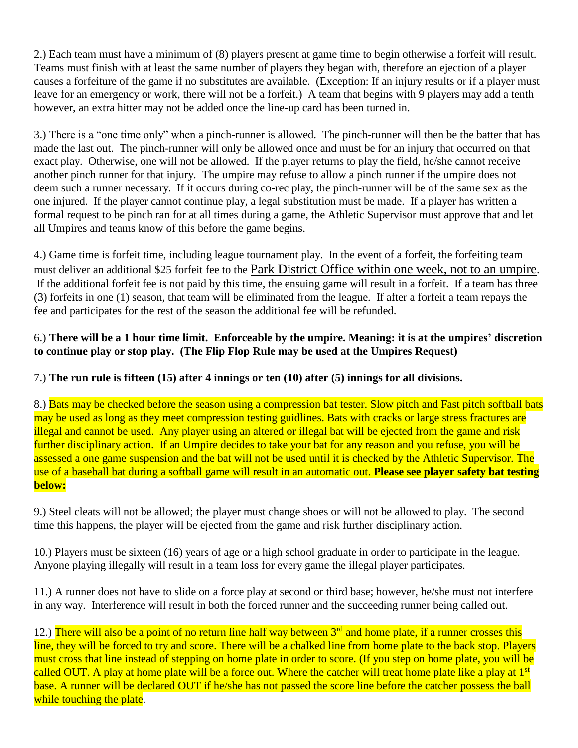2.) Each team must have a minimum of (8) players present at game time to begin otherwise a forfeit will result. Teams must finish with at least the same number of players they began with, therefore an ejection of a player causes a forfeiture of the game if no substitutes are available. (Exception: If an injury results or if a player must leave for an emergency or work, there will not be a forfeit.) A team that begins with 9 players may add a tenth however, an extra hitter may not be added once the line-up card has been turned in.

3.) There is a "one time only" when a pinch-runner is allowed. The pinch-runner will then be the batter that has made the last out. The pinch-runner will only be allowed once and must be for an injury that occurred on that exact play. Otherwise, one will not be allowed. If the player returns to play the field, he/she cannot receive another pinch runner for that injury. The umpire may refuse to allow a pinch runner if the umpire does not deem such a runner necessary. If it occurs during co-rec play, the pinch-runner will be of the same sex as the one injured. If the player cannot continue play, a legal substitution must be made. If a player has written a formal request to be pinch ran for at all times during a game, the Athletic Supervisor must approve that and let all Umpires and teams know of this before the game begins.

4.) Game time is forfeit time, including league tournament play. In the event of a forfeit, the forfeiting team must deliver an additional $25 forfeit fee to the Park District Office within one week, not to an umpire. If the additional forfeit fee is not paid by this time, the ensuing game will result in a forfeit. If a team has three (3) forfeits in one (1) season, that team will be eliminated from the league. If after a forfeit a team repays the fee and participates for the rest of the season the additional fee will be refunded.

6.) **There will be a 1 hour time limit. Enforceable by the umpire. Meaning: it is at the umpires' discretion to continue play or stop play. (The Flip Flop Rule may be used at the Umpires Request)**

7.) **The run rule is fifteen (15) after 4 innings or ten (10) after (5) innings for all divisions.**

8.) Bats may be checked before the season using a compression bat tester. Slow pitch and Fast pitch softball bats may be used as long as they meet compression testing guidlines. Bats with cracks or large stress fractures are illegal and cannot be used. Any player using an altered or illegal bat will be ejected from the game and risk further disciplinary action. If an Umpire decides to take your bat for any reason and you refuse, you will be assessed a one game suspension and the bat will not be used until it is checked by the Athletic Supervisor. The use of a baseball bat during a softball game will result in an automatic out. **Please see player safety bat testing below:**

9.) Steel cleats will not be allowed; the player must change shoes or will not be allowed to play. The second time this happens, the player will be ejected from the game and risk further disciplinary action.

10.) Players must be sixteen (16) years of age or a high school graduate in order to participate in the league. Anyone playing illegally will result in a team loss for every game the illegal player participates.

11.) A runner does not have to slide on a force play at second or third base; however, he/she must not interfere in any way. Interference will result in both the forced runner and the succeeding runner being called out.

12.) There will also be a point of no return line half way between 3rd and home plate, if a runner crosses this line, they will be forced to try and score. There will be a chalked line from home plate to the back stop. Players must cross that line instead of stepping on home plate in order to score. (If you step on home plate, you will be called OUT. A play at home plate will be a force out. Where the catcher will treat home plate like a play at 1st base. A runner will be declared OUT if he/she has not passed the score line before the catcher possess the ball while touching the plate.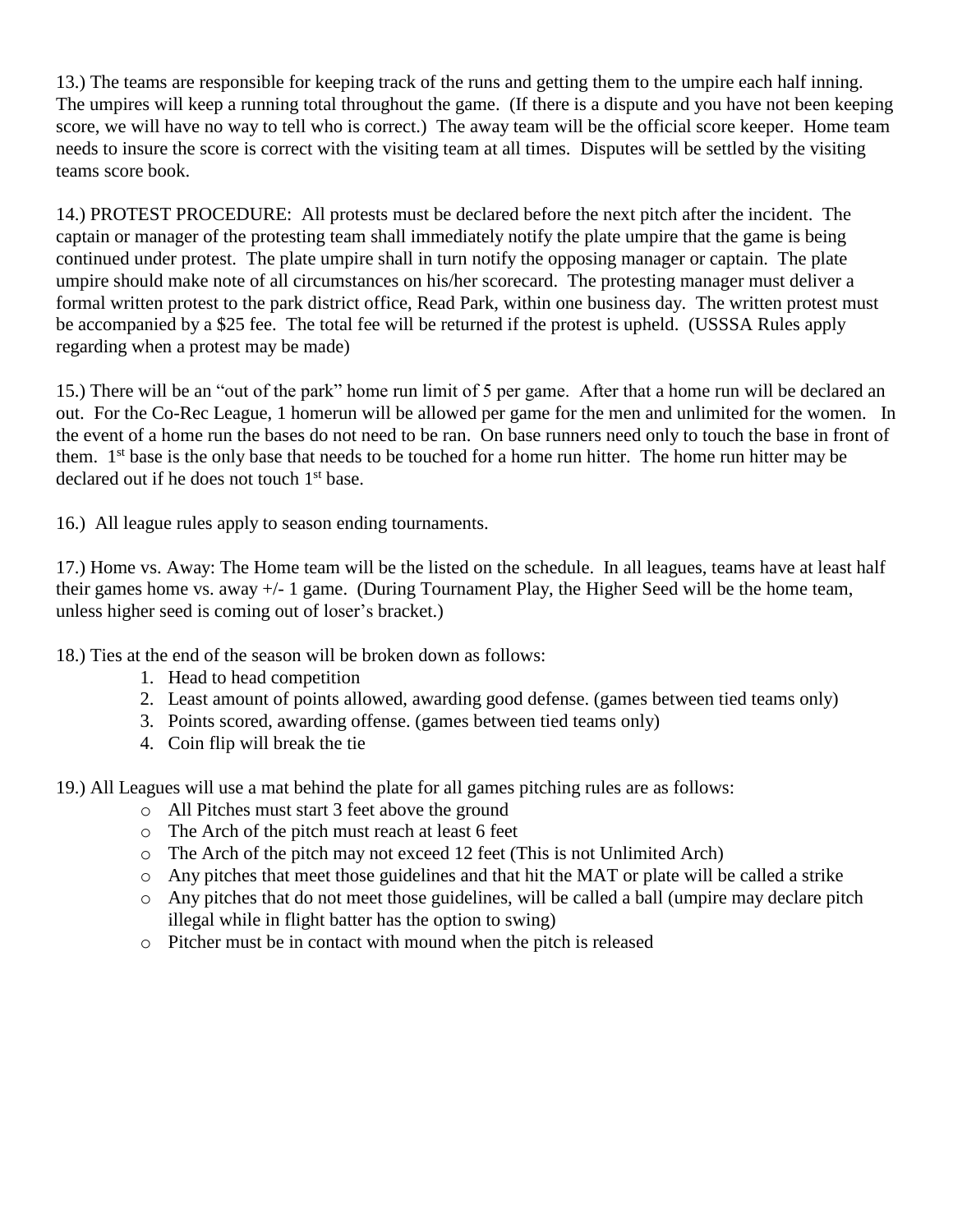13.) The teams are responsible for keeping track of the runs and getting them to the umpire each half inning. The umpires will keep a running total throughout the game. (If there is a dispute and you have not been keeping score, we will have no way to tell who is correct.) The away team will be the official score keeper. Home team needs to insure the score is correct with the visiting team at all times. Disputes will be settled by the visiting teams score book.

14.) PROTEST PROCEDURE: All protests must be declared before the next pitch after the incident. The captain or manager of the protesting team shall immediately notify the plate umpire that the game is being continued under protest. The plate umpire shall in turn notify the opposing manager or captain. The plate umpire should make note of all circumstances on his/her scorecard. The protesting manager must deliver a formal written protest to the park district office, Read Park, within one business day. The written protest must be accompanied by a $25 fee. The total fee will be returned if the protest is upheld. (USSSA Rules apply regarding when a protest may be made)

15.) There will be an "out of the park" home run limit of 5 per game. After that a home run will be declared an out. For the Co-Rec League, 1 homerun will be allowed per game for the men and unlimited for the women. In the event of a home run the bases do not need to be ran. On base runners need only to touch the base in front of them. 1st base is the only base that needs to be touched for a home run hitter. The home run hitter may be declared out if he does not touch 1st base.

16.) All league rules apply to season ending tournaments.

17.) Home vs. Away: The Home team will be the listed on the schedule. In all leagues, teams have at least half their games home vs. away +/- 1 game. (During Tournament Play, the Higher Seed will be the home team, unless higher seed is coming out of loser's bracket.)

18.) Ties at the end of the season will be broken down as follows:

1. Head to head competition
2. Least amount of points allowed, awarding good defense. (games between tied teams only)
3. Points scored, awarding offense. (games between tied teams only)
4. Coin flip will break the tie

19.) All Leagues will use a mat behind the plate for all games pitching rules are as follows:

- All Pitches must start 3 feet above the ground
- The Arch of the pitch must reach at least 6 feet
- The Arch of the pitch may not exceed 12 feet (This is not Unlimited Arch)
- Any pitches that meet those guidelines and that hit the MAT or plate will be called a strike
- Any pitches that do not meet those guidelines, will be called a ball (umpire may declare pitch illegal while in flight batter has the option to swing)
- Pitcher must be in contact with mound when the pitch is released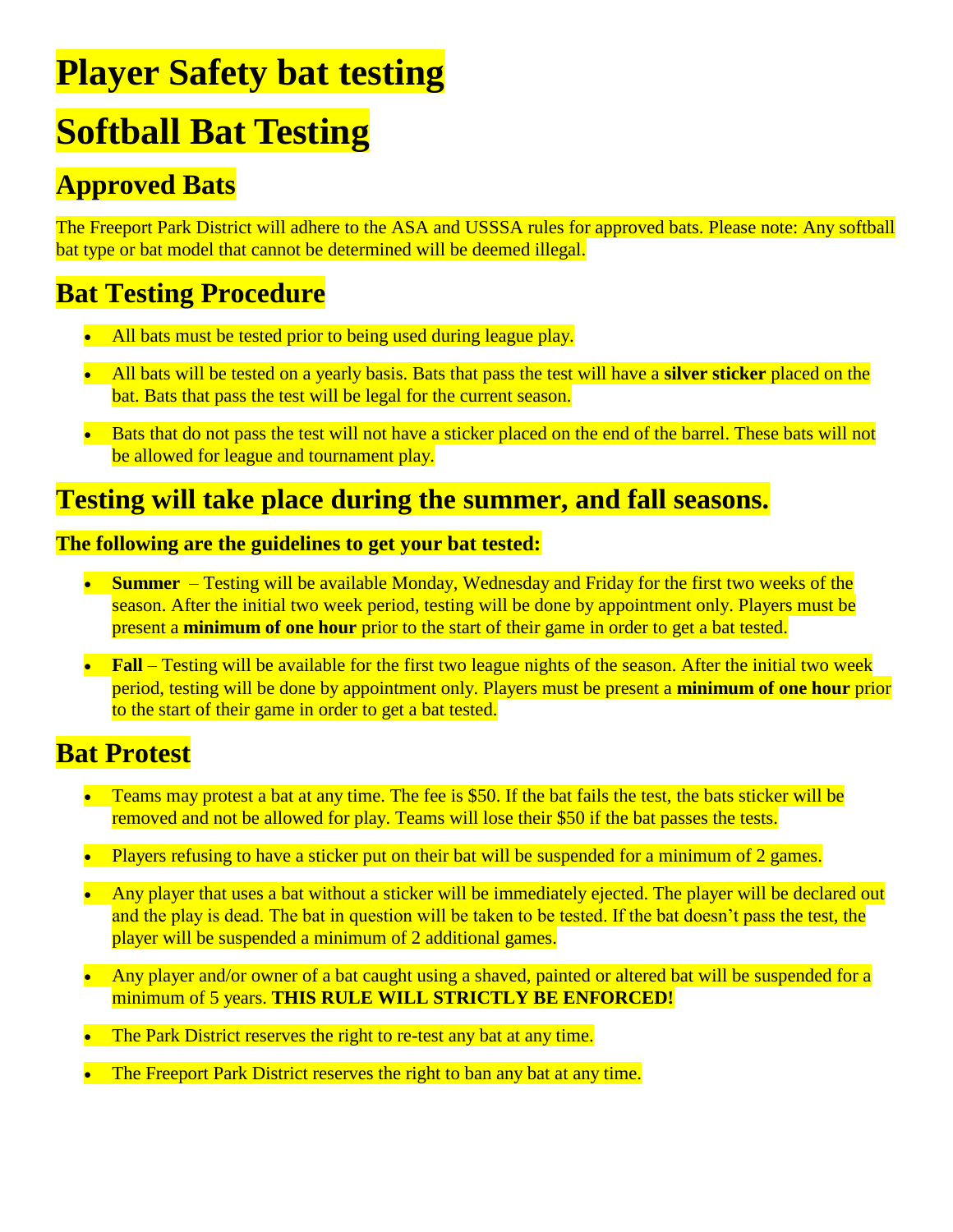# Player Safety bat testing

# Softball Bat Testing

## Approved Bats

The Freeport Park District will adhere to the ASA and USSSA rules for approved bats. Please note: Any softball bat type or bat model that cannot be determined will be deemed illegal.

## Bat Testing Procedure

- All bats must be tested prior to being used during league play.
- All bats will be tested on a yearly basis. Bats that pass the test will have a **silver sticker** placed on the bat. Bats that pass the test will be legal for the current season.
- Bats that do not pass the test will not have a sticker placed on the end of the barrel. These bats will not be allowed for league and tournament play.

## Testing will take place during the summer, and fall seasons.

### The following are the guidelines to get your bat tested:

- **Summer** – Testing will be available Monday, Wednesday and Friday for the first two weeks of the season. After the initial two week period, testing will be done by appointment only. Players must be present a **minimum of one hour** prior to the start of their game in order to get a bat tested.
- **Fall** – Testing will be available for the first two league nights of the season. After the initial two week period, testing will be done by appointment only. Players must be present a **minimum of one hour** prior to the start of their game in order to get a bat tested.

## Bat Protest

- Teams may protest a bat at any time. The fee is $50. If the bat fails the test, the bats sticker will be removed and not be allowed for play. Teams will lose their $50 if the bat passes the tests.
- Players refusing to have a sticker put on their bat will be suspended for a minimum of 2 games.
- Any player that uses a bat without a sticker will be immediately ejected. The player will be declared out and the play is dead. The bat in question will be taken to be tested. If the bat doesn't pass the test, the player will be suspended a minimum of 2 additional games.
- Any player and/or owner of a bat caught using a shaved, painted or altered bat will be suspended for a minimum of 5 years. **THIS RULE WILL STRICTLY BE ENFORCED!**
- The Park District reserves the right to re-test any bat at any time.
- The Freeport Park District reserves the right to ban any bat at any time.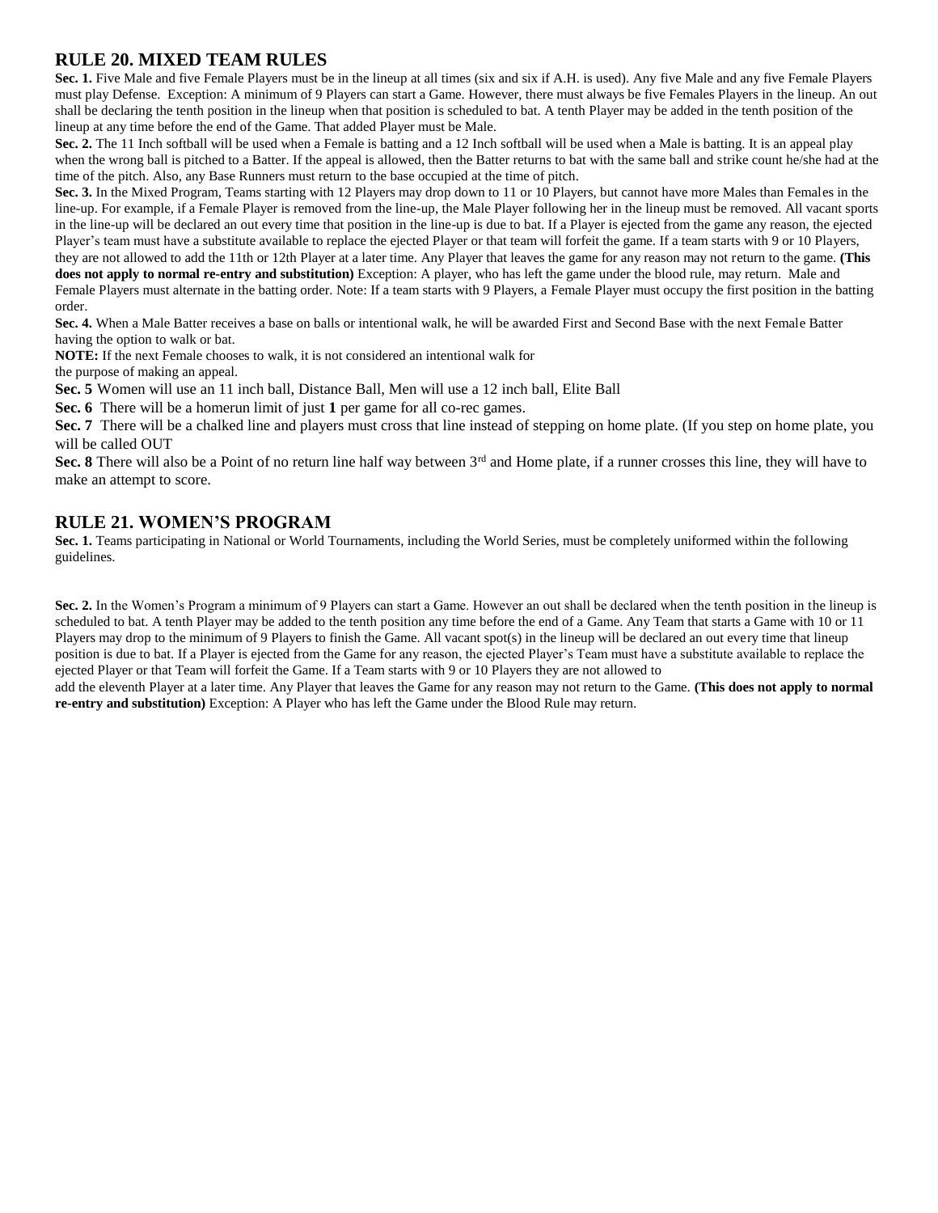## RULE 20. MIXED TEAM RULES

**Sec. 1.** Five Male and five Female Players must be in the lineup at all times (six and six if A.H. is used). Any five Male and any five Female Players must play Defense. Exception: A minimum of 9 Players can start a Game. However, there must always be five Females Players in the lineup. An out shall be declaring the tenth position in the lineup when that position is scheduled to bat. A tenth Player may be added in the tenth position of the lineup at any time before the end of the Game. That added Player must be Male.

**Sec. 2.** The 11 Inch softball will be used when a Female is batting and a 12 Inch softball will be used when a Male is batting. It is an appeal play when the wrong ball is pitched to a Batter. If the appeal is allowed, then the Batter returns to bat with the same ball and strike count he/she had at the time of the pitch. Also, any Base Runners must return to the base occupied at the time of pitch.

**Sec. 3.** In the Mixed Program, Teams starting with 12 Players may drop down to 11 or 10 Players, but cannot have more Males than Females in the line-up. For example, if a Female Player is removed from the line-up, the Male Player following her in the lineup must be removed. All vacant sports in the line-up will be declared an out every time that position in the line-up is due to bat. If a Player is ejected from the game any reason, the ejected Player's team must have a substitute available to replace the ejected Player or that team will forfeit the game. If a team starts with 9 or 10 Players, they are not allowed to add the 11th or 12th Player at a later time. Any Player that leaves the game for any reason may not return to the game. **(This does not apply to normal re-entry and substitution)** Exception: A player, who has left the game under the blood rule, may return. Male and Female Players must alternate in the batting order. Note: If a team starts with 9 Players, a Female Player must occupy the first position in the batting order.

**Sec. 4.** When a Male Batter receives a base on balls or intentional walk, he will be awarded First and Second Base with the next Female Batter having the option to walk or bat.

**NOTE:** If the next Female chooses to walk, it is not considered an intentional walk for the purpose of making an appeal.

**Sec. 5** Women will use an 11 inch ball, Distance Ball, Men will use a 12 inch ball, Elite Ball

**Sec. 6** There will be a homerun limit of just **1** per game for all co-rec games.

**Sec. 7** There will be a chalked line and players must cross that line instead of stepping on home plate. (If you step on home plate, you will be called OUT

**Sec. 8** There will also be a Point of no return line half way between 3rd and Home plate, if a runner crosses this line, they will have to make an attempt to score.

## RULE 21. WOMEN'S PROGRAM

**Sec. 1.** Teams participating in National or World Tournaments, including the World Series, must be completely uniformed within the following guidelines.

**Sec. 2.** In the Women's Program a minimum of 9 Players can start a Game. However an out shall be declared when the tenth position in the lineup is scheduled to bat. A tenth Player may be added to the tenth position any time before the end of a Game. Any Team that starts a Game with 10 or 11 Players may drop to the minimum of 9 Players to finish the Game. All vacant spot(s) in the lineup will be declared an out every time that lineup position is due to bat. If a Player is ejected from the Game for any reason, the ejected Player's Team must have a substitute available to replace the ejected Player or that Team will forfeit the Game. If a Team starts with 9 or 10 Players they are not allowed to add the eleventh Player at a later time. Any Player that leaves the Game for any reason may not return to the Game. **(This does not apply to normal re-entry and substitution)** Exception: A Player who has left the Game under the Blood Rule may return.